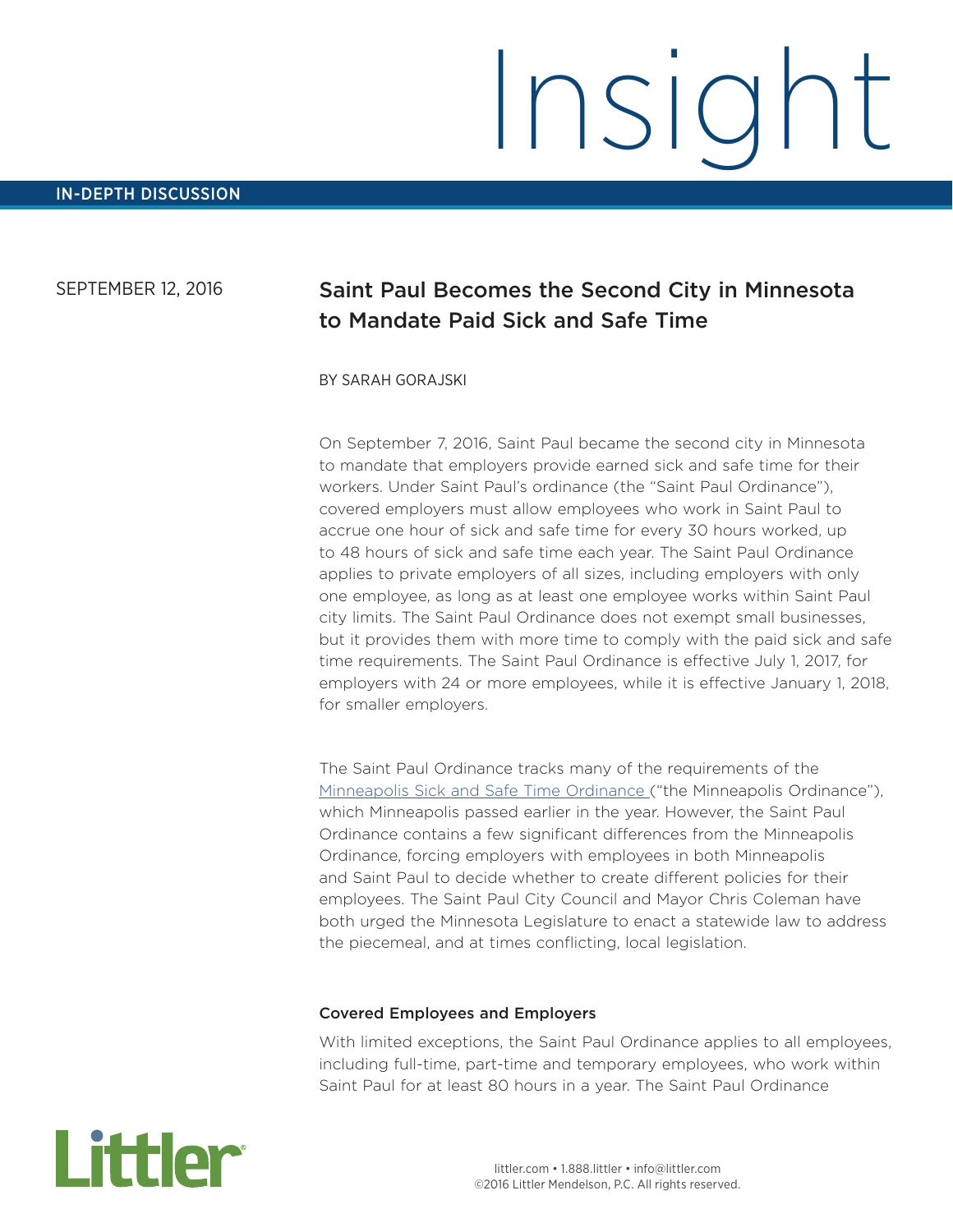# Insight

IN-DEPTH DISCUSSION

SEPTEMBER 12, 2016

## Saint Paul Becomes the Second City in Minnesota to Mandate Paid Sick and Safe Time

BY SARAH GORAJSKI

On September 7, 2016, Saint Paul became the second city in Minnesota to mandate that employers provide earned sick and safe time for their workers. Under Saint Paul's ordinance (the "Saint Paul Ordinance"), covered employers must allow employees who work in Saint Paul to accrue one hour of sick and safe time for every 30 hours worked, up to 48 hours of sick and safe time each year. The Saint Paul Ordinance applies to private employers of all sizes, including employers with only one employee, as long as at least one employee works within Saint Paul city limits. The Saint Paul Ordinance does not exempt small businesses, but it provides them with more time to comply with the paid sick and safe time requirements. The Saint Paul Ordinance is effective July 1, 2017, for employers with 24 or more employees, while it is effective January 1, 2018, for smaller employers.

The Saint Paul Ordinance tracks many of the requirements of the Minneapolis Sick and Safe Time Ordinance ("the Minneapolis Ordinance"), which Minneapolis passed earlier in the year. However, the Saint Paul Ordinance contains a few significant differences from the Minneapolis Ordinance, forcing employers with employees in both Minneapolis and Saint Paul to decide whether to create different policies for their employees. The Saint Paul City Council and Mayor Chris Coleman have both urged the Minnesota Legislature to enact a statewide law to address the piecemeal, and at times conflicting, local legislation.

### Covered Employees and Employers

With limited exceptions, the Saint Paul Ordinance applies to all employees, including full-time, part-time and temporary employees, who work within Saint Paul for at least 80 hours in a year. The Saint Paul Ordinance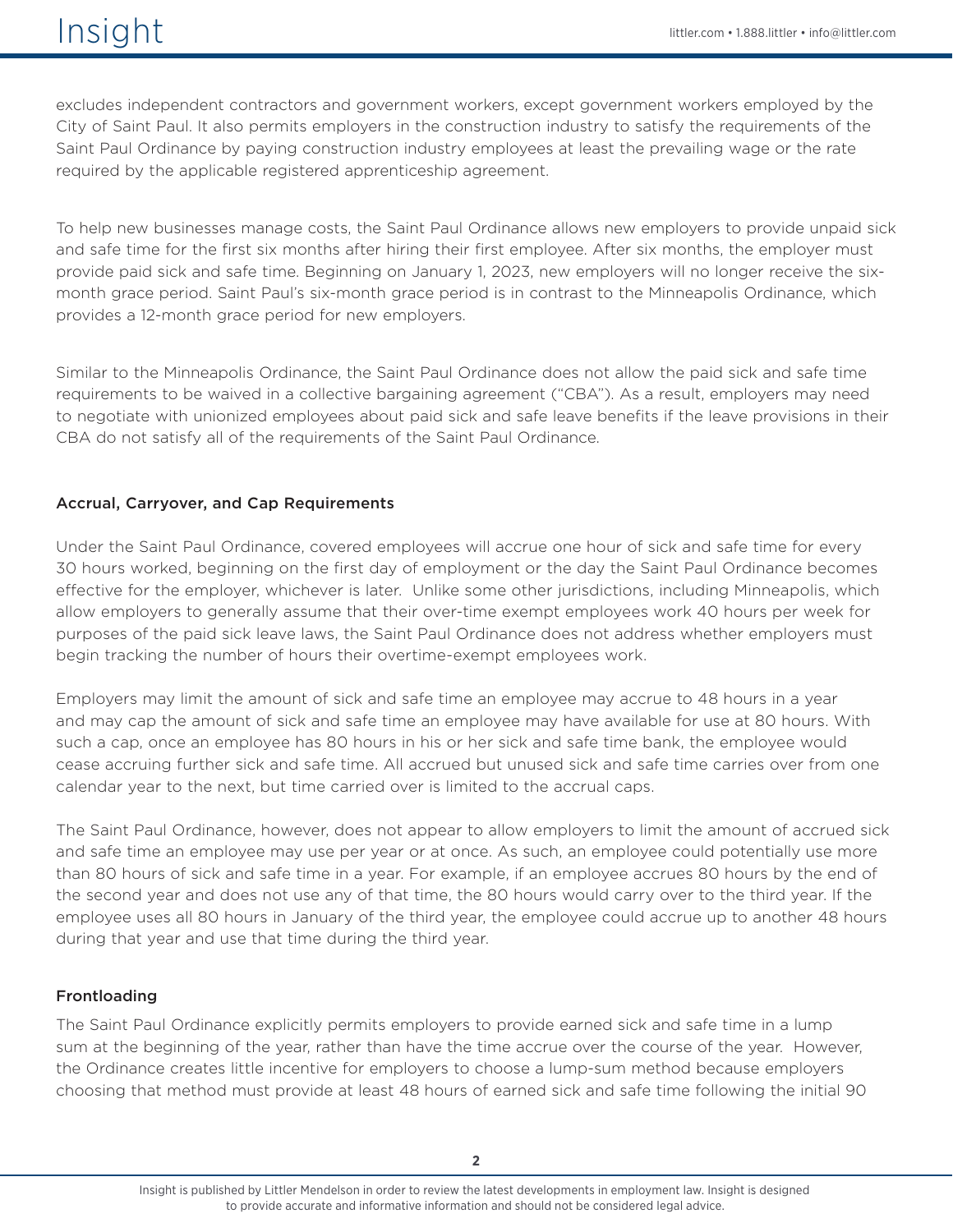excludes independent contractors and government workers, except government workers employed by the City of Saint Paul. It also permits employers in the construction industry to satisfy the requirements of the Saint Paul Ordinance by paying construction industry employees at least the prevailing wage or the rate required by the applicable registered apprenticeship agreement.

To help new businesses manage costs, the Saint Paul Ordinance allows new employers to provide unpaid sick and safe time for the first six months after hiring their first employee. After six months, the employer must provide paid sick and safe time. Beginning on January 1, 2023, new employers will no longer receive the six-month grace period. Saint Paul's six-month grace period is in contrast to the Minneapolis Ordinance, which provides a 12-month grace period for new employers.

Similar to the Minneapolis Ordinance, the Saint Paul Ordinance does not allow the paid sick and safe time requirements to be waived in a collective bargaining agreement ("CBA"). As a result, employers may need to negotiate with unionized employees about paid sick and safe leave benefits if the leave provisions in their CBA do not satisfy all of the requirements of the Saint Paul Ordinance.

### Accrual, Carryover, and Cap Requirements

Under the Saint Paul Ordinance, covered employees will accrue one hour of sick and safe time for every 30 hours worked, beginning on the first day of employment or the day the Saint Paul Ordinance becomes effective for the employer, whichever is later. Unlike some other jurisdictions, including Minneapolis, which allow employers to generally assume that their over-time exempt employees work 40 hours per week for purposes of the paid sick leave laws, the Saint Paul Ordinance does not address whether employers must begin tracking the number of hours their overtime-exempt employees work.

Employers may limit the amount of sick and safe time an employee may accrue to 48 hours in a year and may cap the amount of sick and safe time an employee may have available for use at 80 hours. With such a cap, once an employee has 80 hours in his or her sick and safe time bank, the employee would cease accruing further sick and safe time. All accrued but unused sick and safe time carries over from one calendar year to the next, but time carried over is limited to the accrual caps.

The Saint Paul Ordinance, however, does not appear to allow employers to limit the amount of accrued sick and safe time an employee may use per year or at once. As such, an employee could potentially use more than 80 hours of sick and safe time in a year. For example, if an employee accrues 80 hours by the end of the second year and does not use any of that time, the 80 hours would carry over to the third year. If the employee uses all 80 hours in January of the third year, the employee could accrue up to another 48 hours during that year and use that time during the third year.

### Frontloading

The Saint Paul Ordinance explicitly permits employers to provide earned sick and safe time in a lump sum at the beginning of the year, rather than have the time accrue over the course of the year. However, the Ordinance creates little incentive for employers to choose a lump-sum method because employers choosing that method must provide at least 48 hours of earned sick and safe time following the initial 90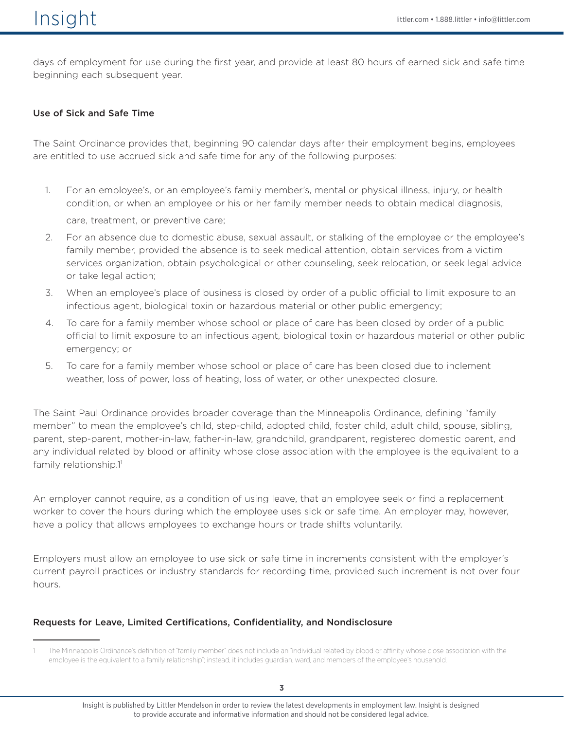days of employment for use during the first year, and provide at least 80 hours of earned sick and safe time beginning each subsequent year.

### Use of Sick and Safe Time

The Saint Ordinance provides that, beginning 90 calendar days after their employment begins, employees are entitled to use accrued sick and safe time for any of the following purposes:

1. For an employee's, or an employee's family member's, mental or physical illness, injury, or health condition, or when an employee or his or her family member needs to obtain medical diagnosis, care, treatment, or preventive care;
2. For an absence due to domestic abuse, sexual assault, or stalking of the employee or the employee's family member, provided the absence is to seek medical attention, obtain services from a victim services organization, obtain psychological or other counseling, seek relocation, or seek legal advice or take legal action;
3. When an employee's place of business is closed by order of a public official to limit exposure to an infectious agent, biological toxin or hazardous material or other public emergency;
4. To care for a family member whose school or place of care has been closed by order of a public official to limit exposure to an infectious agent, biological toxin or hazardous material or other public emergency; or
5. To care for a family member whose school or place of care has been closed due to inclement weather, loss of power, loss of heating, loss of water, or other unexpected closure.

The Saint Paul Ordinance provides broader coverage than the Minneapolis Ordinance, defining "family member" to mean the employee's child, step-child, adopted child, foster child, adult child, spouse, sibling, parent, step-parent, mother-in-law, father-in-law, grandchild, grandparent, registered domestic parent, and any individual related by blood or affinity whose close association with the employee is the equivalent to a family relationship.1[1]

An employer cannot require, as a condition of using leave, that an employee seek or find a replacement worker to cover the hours during which the employee uses sick or safe time. An employer may, however, have a policy that allows employees to exchange hours or trade shifts voluntarily.

Employers must allow an employee to use sick or safe time in increments consistent with the employer's current payroll practices or industry standards for recording time, provided such increment is not over four hours.

### Requests for Leave, Limited Certifications, Confidentiality, and Nondisclosure

---

1 The Minneapolis Ordinance's definition of "family member" does not include an "individual related by blood or affinity whose close association with the employee is the equivalent to a family relationship"; instead, it includes guardian, ward, and members of the employee's household.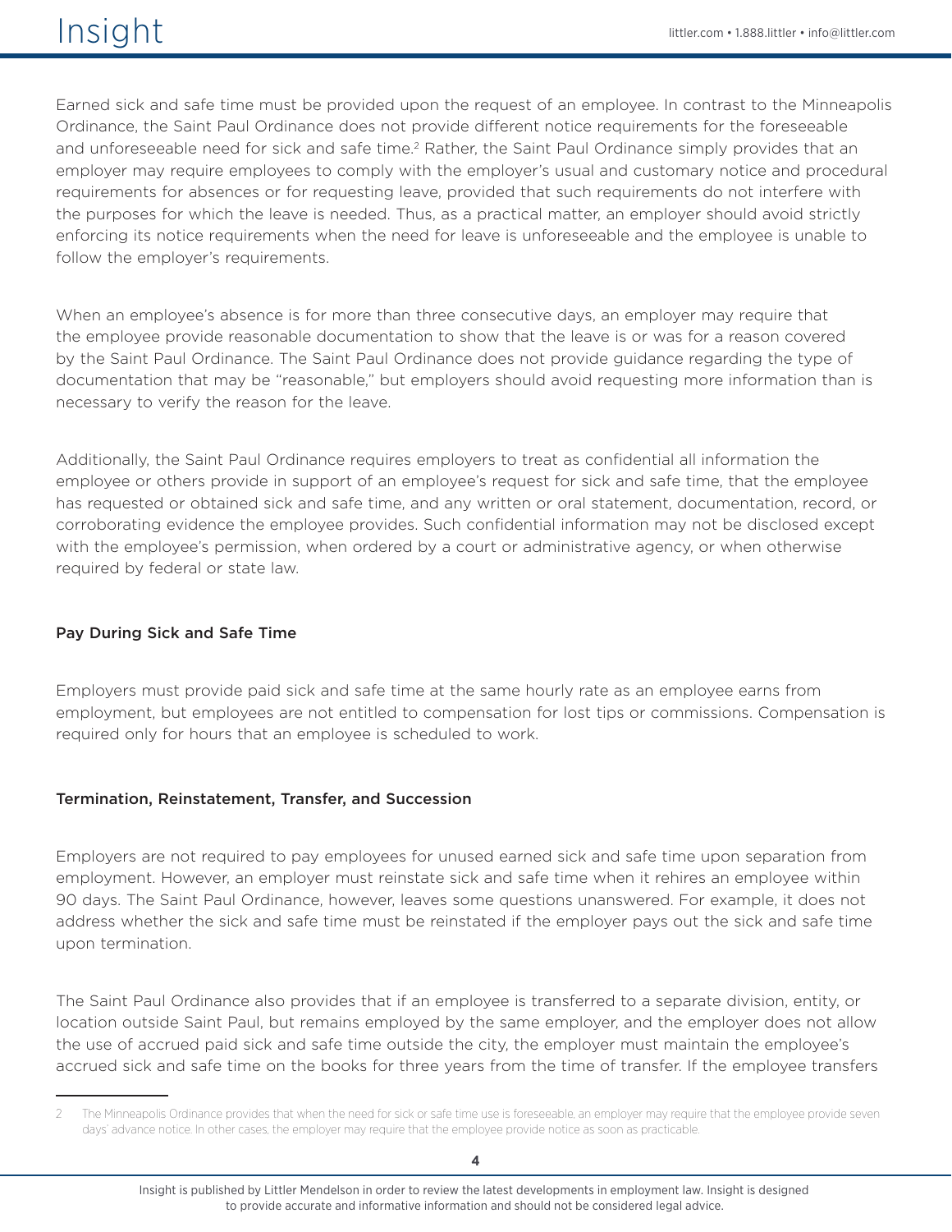Earned sick and safe time must be provided upon the request of an employee. In contrast to the Minneapolis Ordinance, the Saint Paul Ordinance does not provide different notice requirements for the foreseeable and unforeseeable need for sick and safe time.[2] Rather, the Saint Paul Ordinance simply provides that an employer may require employees to comply with the employer's usual and customary notice and procedural requirements for absences or for requesting leave, provided that such requirements do not interfere with the purposes for which the leave is needed. Thus, as a practical matter, an employer should avoid strictly enforcing its notice requirements when the need for leave is unforeseeable and the employee is unable to follow the employer's requirements.

When an employee's absence is for more than three consecutive days, an employer may require that the employee provide reasonable documentation to show that the leave is or was for a reason covered by the Saint Paul Ordinance. The Saint Paul Ordinance does not provide guidance regarding the type of documentation that may be "reasonable," but employers should avoid requesting more information than is necessary to verify the reason for the leave.

Additionally, the Saint Paul Ordinance requires employers to treat as confidential all information the employee or others provide in support of an employee's request for sick and safe time, that the employee has requested or obtained sick and safe time, and any written or oral statement, documentation, record, or corroborating evidence the employee provides. Such confidential information may not be disclosed except with the employee's permission, when ordered by a court or administrative agency, or when otherwise required by federal or state law.

### Pay During Sick and Safe Time

Employers must provide paid sick and safe time at the same hourly rate as an employee earns from employment, but employees are not entitled to compensation for lost tips or commissions. Compensation is required only for hours that an employee is scheduled to work.

### Termination, Reinstatement, Transfer, and Succession

Employers are not required to pay employees for unused earned sick and safe time upon separation from employment. However, an employer must reinstate sick and safe time when it rehires an employee within 90 days. The Saint Paul Ordinance, however, leaves some questions unanswered. For example, it does not address whether the sick and safe time must be reinstated if the employer pays out the sick and safe time upon termination.

The Saint Paul Ordinance also provides that if an employee is transferred to a separate division, entity, or location outside Saint Paul, but remains employed by the same employer, and the employer does not allow the use of accrued paid sick and safe time outside the city, the employer must maintain the employee's accrued sick and safe time on the books for three years from the time of transfer. If the employee transfers

---

[2] The Minneapolis Ordinance provides that when the need for sick or safe time use is foreseeable, an employer may require that the employee provide seven days' advance notice. In other cases, the employer may require that the employee provide notice as soon as practicable.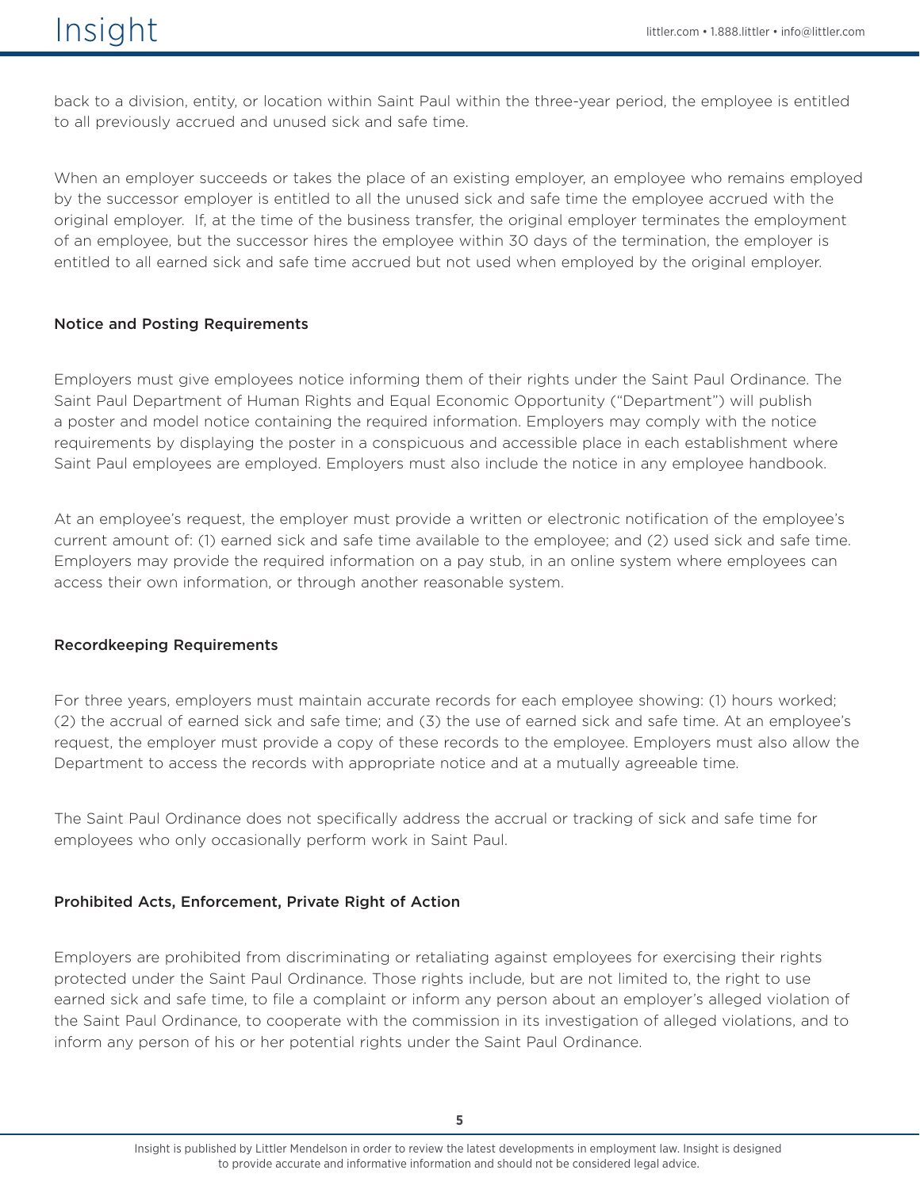back to a division, entity, or location within Saint Paul within the three-year period, the employee is entitled to all previously accrued and unused sick and safe time.

When an employer succeeds or takes the place of an existing employer, an employee who remains employed by the successor employer is entitled to all the unused sick and safe time the employee accrued with the original employer. If, at the time of the business transfer, the original employer terminates the employment of an employee, but the successor hires the employee within 30 days of the termination, the employer is entitled to all earned sick and safe time accrued but not used when employed by the original employer.

### Notice and Posting Requirements

Employers must give employees notice informing them of their rights under the Saint Paul Ordinance. The Saint Paul Department of Human Rights and Equal Economic Opportunity ("Department") will publish a poster and model notice containing the required information. Employers may comply with the notice requirements by displaying the poster in a conspicuous and accessible place in each establishment where Saint Paul employees are employed. Employers must also include the notice in any employee handbook.

At an employee's request, the employer must provide a written or electronic notification of the employee's current amount of: (1) earned sick and safe time available to the employee; and (2) used sick and safe time. Employers may provide the required information on a pay stub, in an online system where employees can access their own information, or through another reasonable system.

### Recordkeeping Requirements

For three years, employers must maintain accurate records for each employee showing: (1) hours worked; (2) the accrual of earned sick and safe time; and (3) the use of earned sick and safe time. At an employee's request, the employer must provide a copy of these records to the employee. Employers must also allow the Department to access the records with appropriate notice and at a mutually agreeable time.

The Saint Paul Ordinance does not specifically address the accrual or tracking of sick and safe time for employees who only occasionally perform work in Saint Paul.

### Prohibited Acts, Enforcement, Private Right of Action

Employers are prohibited from discriminating or retaliating against employees for exercising their rights protected under the Saint Paul Ordinance. Those rights include, but are not limited to, the right to use earned sick and safe time, to file a complaint or inform any person about an employer's alleged violation of the Saint Paul Ordinance, to cooperate with the commission in its investigation of alleged violations, and to inform any person of his or her potential rights under the Saint Paul Ordinance.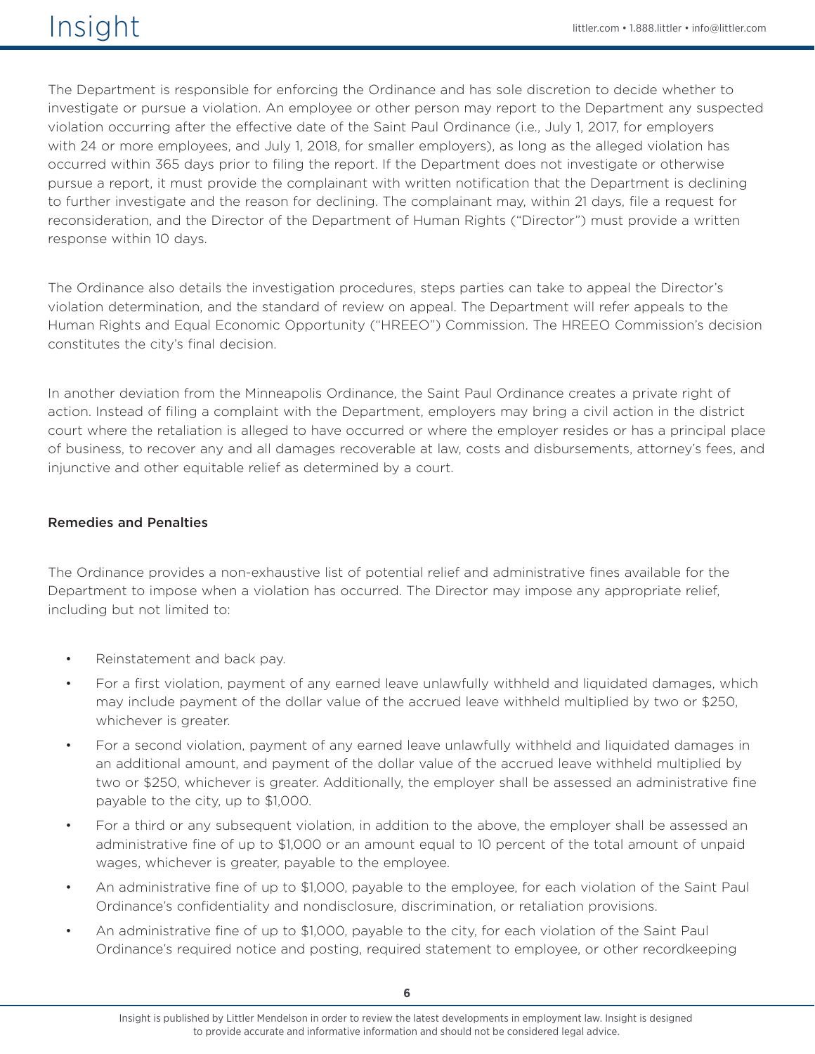The Department is responsible for enforcing the Ordinance and has sole discretion to decide whether to investigate or pursue a violation. An employee or other person may report to the Department any suspected violation occurring after the effective date of the Saint Paul Ordinance (i.e., July 1, 2017, for employers with 24 or more employees, and July 1, 2018, for smaller employers), as long as the alleged violation has occurred within 365 days prior to filing the report. If the Department does not investigate or otherwise pursue a report, it must provide the complainant with written notification that the Department is declining to further investigate and the reason for declining. The complainant may, within 21 days, file a request for reconsideration, and the Director of the Department of Human Rights ("Director") must provide a written response within 10 days.

The Ordinance also details the investigation procedures, steps parties can take to appeal the Director's violation determination, and the standard of review on appeal. The Department will refer appeals to the Human Rights and Equal Economic Opportunity ("HREEO") Commission. The HREEO Commission's decision constitutes the city's final decision.

In another deviation from the Minneapolis Ordinance, the Saint Paul Ordinance creates a private right of action. Instead of filing a complaint with the Department, employers may bring a civil action in the district court where the retaliation is alleged to have occurred or where the employer resides or has a principal place of business, to recover any and all damages recoverable at law, costs and disbursements, attorney's fees, and injunctive and other equitable relief as determined by a court.

### Remedies and Penalties

The Ordinance provides a non-exhaustive list of potential relief and administrative fines available for the Department to impose when a violation has occurred. The Director may impose any appropriate relief, including but not limited to:

- Reinstatement and back pay.
- For a first violation, payment of any earned leave unlawfully withheld and liquidated damages, which may include payment of the dollar value of the accrued leave withheld multiplied by two or $250, whichever is greater.
- For a second violation, payment of any earned leave unlawfully withheld and liquidated damages in an additional amount, and payment of the dollar value of the accrued leave withheld multiplied by two or $250, whichever is greater. Additionally, the employer shall be assessed an administrative fine payable to the city, up to $1,000.
- For a third or any subsequent violation, in addition to the above, the employer shall be assessed an administrative fine of up to $1,000 or an amount equal to 10 percent of the total amount of unpaid wages, whichever is greater, payable to the employee.
- An administrative fine of up to $1,000, payable to the employee, for each violation of the Saint Paul Ordinance's confidentiality and nondisclosure, discrimination, or retaliation provisions.
- An administrative fine of up to $1,000, payable to the city, for each violation of the Saint Paul Ordinance's required notice and posting, required statement to employee, or other recordkeeping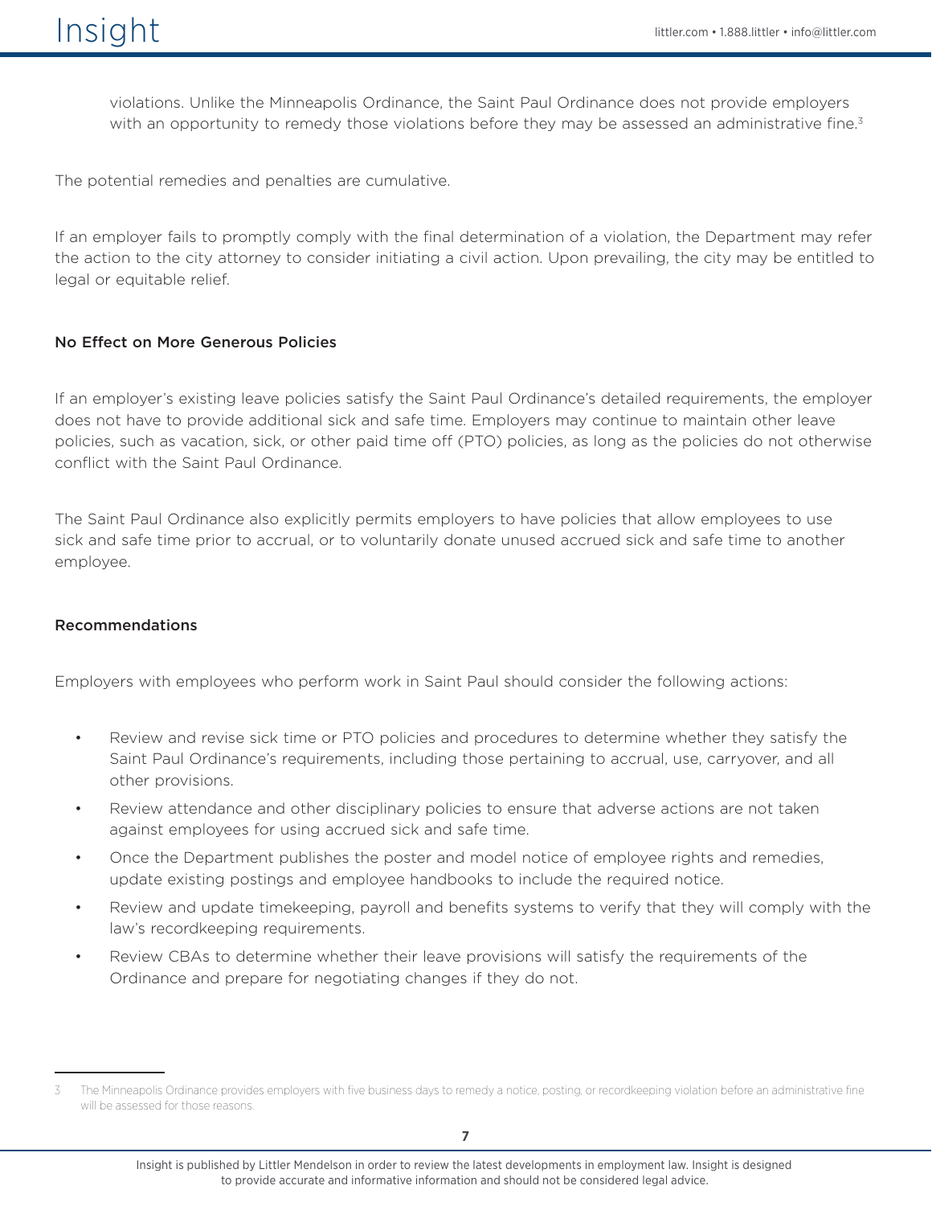violations. Unlike the Minneapolis Ordinance, the Saint Paul Ordinance does not provide employers with an opportunity to remedy those violations before they may be assessed an administrative fine.[3]

The potential remedies and penalties are cumulative.

If an employer fails to promptly comply with the final determination of a violation, the Department may refer the action to the city attorney to consider initiating a civil action. Upon prevailing, the city may be entitled to legal or equitable relief.

### No Effect on More Generous Policies

If an employer's existing leave policies satisfy the Saint Paul Ordinance's detailed requirements, the employer does not have to provide additional sick and safe time. Employers may continue to maintain other leave policies, such as vacation, sick, or other paid time off (PTO) policies, as long as the policies do not otherwise conflict with the Saint Paul Ordinance.

The Saint Paul Ordinance also explicitly permits employers to have policies that allow employees to use sick and safe time prior to accrual, or to voluntarily donate unused accrued sick and safe time to another employee.

### Recommendations

Employers with employees who perform work in Saint Paul should consider the following actions:

- Review and revise sick time or PTO policies and procedures to determine whether they satisfy the Saint Paul Ordinance's requirements, including those pertaining to accrual, use, carryover, and all other provisions.
- Review attendance and other disciplinary policies to ensure that adverse actions are not taken against employees for using accrued sick and safe time.
- Once the Department publishes the poster and model notice of employee rights and remedies, update existing postings and employee handbooks to include the required notice.
- Review and update timekeeping, payroll and benefits systems to verify that they will comply with the law's recordkeeping requirements.
- Review CBAs to determine whether their leave provisions will satisfy the requirements of the Ordinance and prepare for negotiating changes if they do not.

---

3 The Minneapolis Ordinance provides employers with five business days to remedy a notice, posting, or recordkeeping violation before an administrative fine will be assessed for those reasons.

Insight is published by Littler Mendelson in order to review the latest developments in employment law. Insight is designed to provide accurate and informative information and should not be considered legal advice.